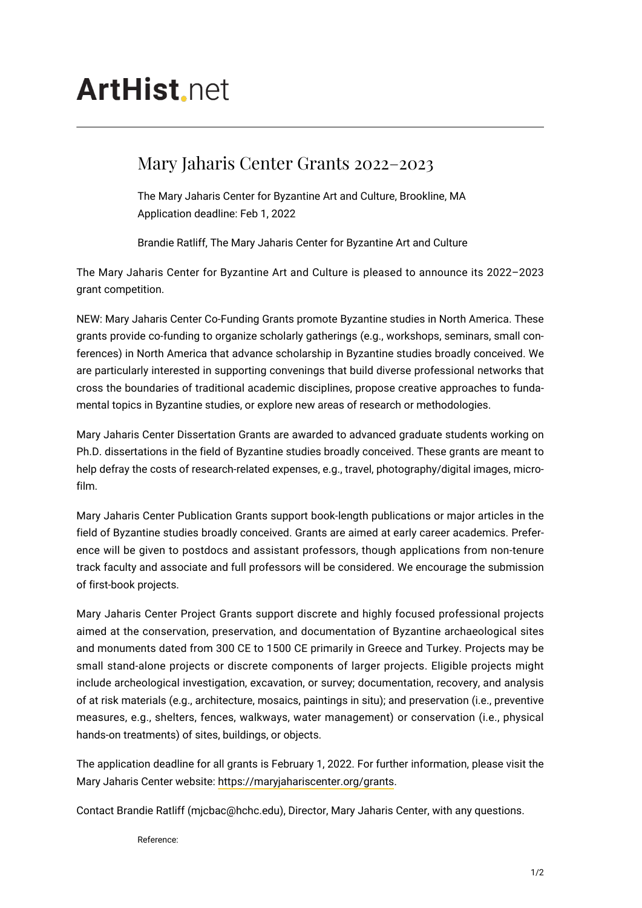# ArtHist.net

## Mary Jaharis Center Grants 2022–2023

The Mary Jaharis Center for Byzantine Art and Culture, Brookline, MA
Application deadline: Feb 1, 2022

Brandie Ratliff, The Mary Jaharis Center for Byzantine Art and Culture

The Mary Jaharis Center for Byzantine Art and Culture is pleased to announce its 2022–2023 grant competition.

NEW: Mary Jaharis Center Co-Funding Grants promote Byzantine studies in North America. These grants provide co-funding to organize scholarly gatherings (e.g., workshops, seminars, small conferences) in North America that advance scholarship in Byzantine studies broadly conceived. We are particularly interested in supporting convenings that build diverse professional networks that cross the boundaries of traditional academic disciplines, propose creative approaches to fundamental topics in Byzantine studies, or explore new areas of research or methodologies.

Mary Jaharis Center Dissertation Grants are awarded to advanced graduate students working on Ph.D. dissertations in the field of Byzantine studies broadly conceived. These grants are meant to help defray the costs of research-related expenses, e.g., travel, photography/digital images, microfilm.

Mary Jaharis Center Publication Grants support book-length publications or major articles in the field of Byzantine studies broadly conceived. Grants are aimed at early career academics. Preference will be given to postdocs and assistant professors, though applications from non-tenure track faculty and associate and full professors will be considered. We encourage the submission of first-book projects.

Mary Jaharis Center Project Grants support discrete and highly focused professional projects aimed at the conservation, preservation, and documentation of Byzantine archaeological sites and monuments dated from 300 CE to 1500 CE primarily in Greece and Turkey. Projects may be small stand-alone projects or discrete components of larger projects. Eligible projects might include archeological investigation, excavation, or survey; documentation, recovery, and analysis of at risk materials (e.g., architecture, mosaics, paintings in situ); and preservation (i.e., preventive measures, e.g., shelters, fences, walkways, water management) or conservation (i.e., physical hands-on treatments) of sites, buildings, or objects.

The application deadline for all grants is February 1, 2022. For further information, please visit the Mary Jaharis Center website: https://maryjahariscenter.org/grants.

Contact Brandie Ratliff (mjcbac@hchc.edu), Director, Mary Jaharis Center, with any questions.

Reference: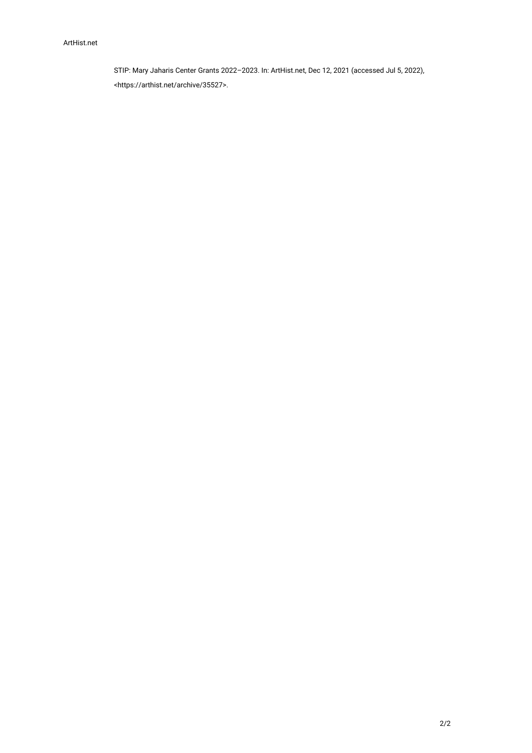STIP: Mary Jaharis Center Grants 2022–2023. In: ArtHist.net, Dec 12, 2021 (accessed Jul 5, 2022), <https://arthist.net/archive/35527>.